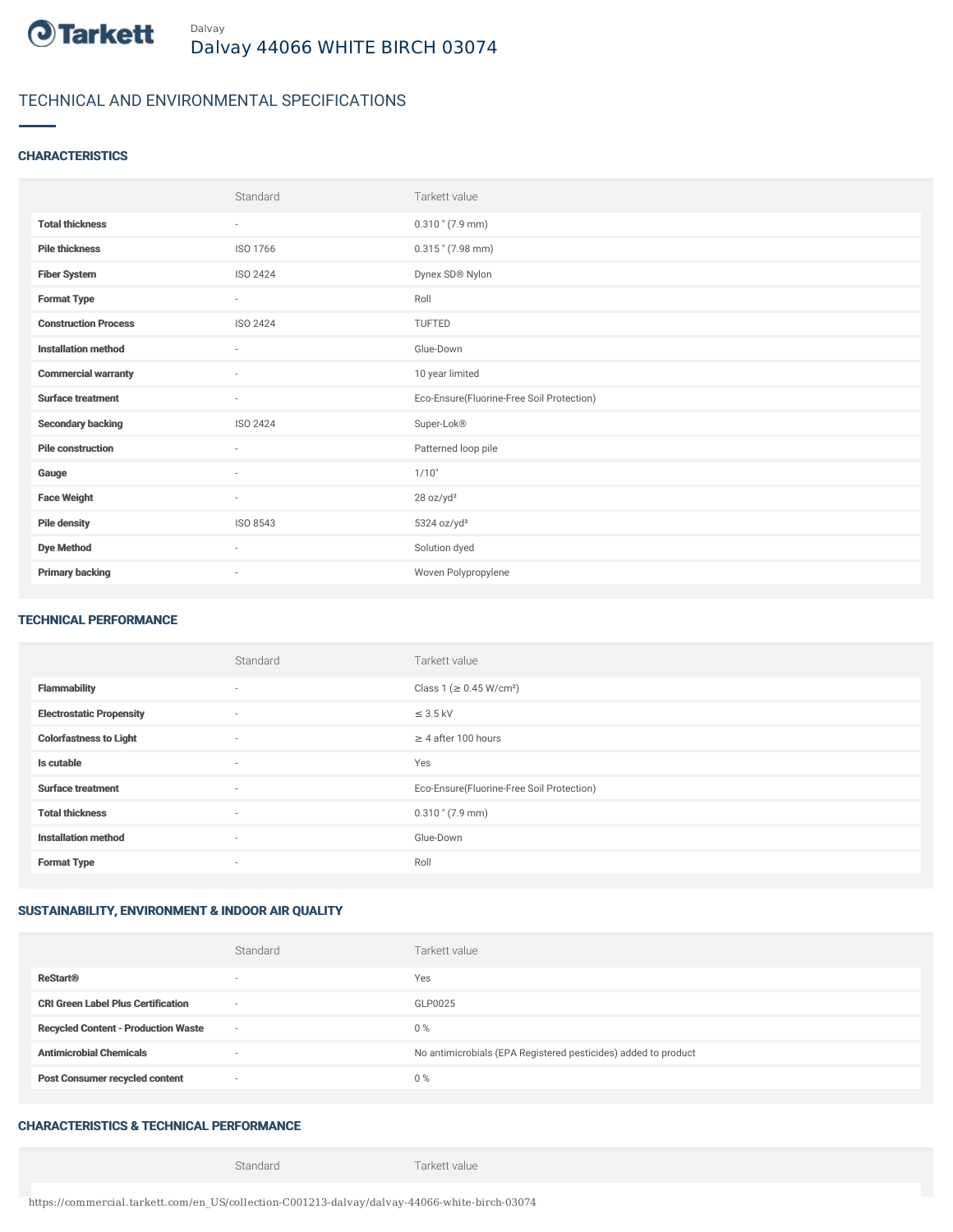Dalvay

# Dalvay 44066 WHITE BIRCH 03074

## TECHNICAL AND ENVIRONMENTAL SPECIFICATIONS

### CHARACTERISTICS

| | Standard | Tarkett value |
|---|---|---|
| **Total thickness** | - | 0.310 " (7.9 mm) |
| **Pile thickness** | ISO 1766 | 0.315 " (7.98 mm) |
| **Fiber System** | ISO 2424 | Dynex SD® Nylon |
| **Format Type** | - | Roll |
| **Construction Process** | ISO 2424 | TUFTED |
| **Installation method** | - | Glue-Down |
| **Commercial warranty** | - | 10 year limited |
| **Surface treatment** | - | Eco-Ensure(Fluorine-Free Soil Protection) |
| **Secondary backing** | ISO 2424 | Super-Lok® |
| **Pile construction** | - | Patterned loop pile |
| **Gauge** | - | 1/10" |
| **Face Weight** | - | 28 oz/yd² |
| **Pile density** | ISO 8543 | 5324 oz/yd³ |
| **Dye Method** | - | Solution dyed |
| **Primary backing** | - | Woven Polypropylene |

### TECHNICAL PERFORMANCE

| | Standard | Tarkett value |
|---|---|---|
| **Flammability** | - | Class 1 (≥ 0.45 W/cm²) |
| **Electrostatic Propensity** | - | ≤ 3.5 kV |
| **Colorfastness to Light** | - | ≥ 4 after 100 hours |
| **Is cutable** | - | Yes |
| **Surface treatment** | - | Eco-Ensure(Fluorine-Free Soil Protection) |
| **Total thickness** | - | 0.310 " (7.9 mm) |
| **Installation method** | - | Glue-Down |
| **Format Type** | - | Roll |

### SUSTAINABILITY, ENVIRONMENT & INDOOR AIR QUALITY

| | Standard | Tarkett value |
|---|---|---|
| **ReStart®** | - | Yes |
| **CRI Green Label Plus Certification** | - | GLP0025 |
| **Recycled Content - Production Waste** | - | 0 % |
| **Antimicrobial Chemicals** | - | No antimicrobials (EPA Registered pesticides) added to product |
| **Post Consumer recycled content** | - | 0 % |

### CHARACTERISTICS & TECHNICAL PERFORMANCE

| | Standard | Tarkett value |
|---|---|---|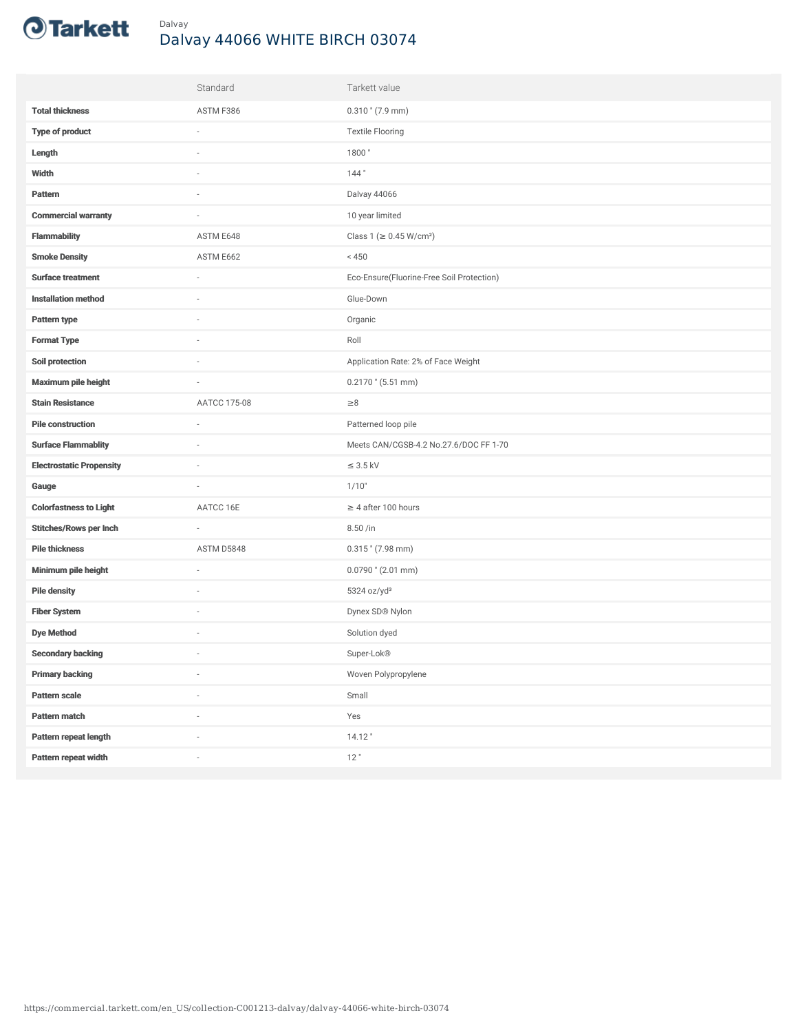Dalvay

# Dalvay 44066 WHITE BIRCH 03074

| | Standard | Tarkett value |
|---|---|---|
| **Total thickness** | ASTM F386 | 0.310 " (7.9 mm) |
| **Type of product** | - | Textile Flooring |
| **Length** | - | 1800 " |
| **Width** | - | 144 " |
| **Pattern** | - | Dalvay 44066 |
| **Commercial warranty** | - | 10 year limited |
| **Flammability** | ASTM E648 | Class 1 (≥ 0.45 W/cm²) |
| **Smoke Density** | ASTM E662 | < 450 |
| **Surface treatment** | - | Eco-Ensure(Fluorine-Free Soil Protection) |
| **Installation method** | - | Glue-Down |
| **Pattern type** | - | Organic |
| **Format Type** | - | Roll |
| **Soil protection** | - | Application Rate: 2% of Face Weight |
| **Maximum pile height** | - | 0.2170 " (5.51 mm) |
| **Stain Resistance** | AATCC 175-08 | ≥8 |
| **Pile construction** | - | Patterned loop pile |
| **Surface Flammablity** | - | Meets CAN/CGSB-4.2 No.27.6/DOC FF 1-70 |
| **Electrostatic Propensity** | - | ≤ 3.5 kV |
| **Gauge** | - | 1/10" |
| **Colorfastness to Light** | AATCC 16E | ≥ 4 after 100 hours |
| **Stitches/Rows per Inch** | - | 8.50 /in |
| **Pile thickness** | ASTM D5848 | 0.315 " (7.98 mm) |
| **Minimum pile height** | - | 0.0790 " (2.01 mm) |
| **Pile density** | - | 5324 oz/yd³ |
| **Fiber System** | - | Dynex SD® Nylon |
| **Dye Method** | - | Solution dyed |
| **Secondary backing** | - | Super-Lok® |
| **Primary backing** | - | Woven Polypropylene |
| **Pattern scale** | - | Small |
| **Pattern match** | - | Yes |
| **Pattern repeat length** | - | 14.12 " |
| **Pattern repeat width** | - | 12 " |

https://commercial.tarkett.com/en_US/collection-C001213-dalvay/dalvay-44066-white-birch-03074